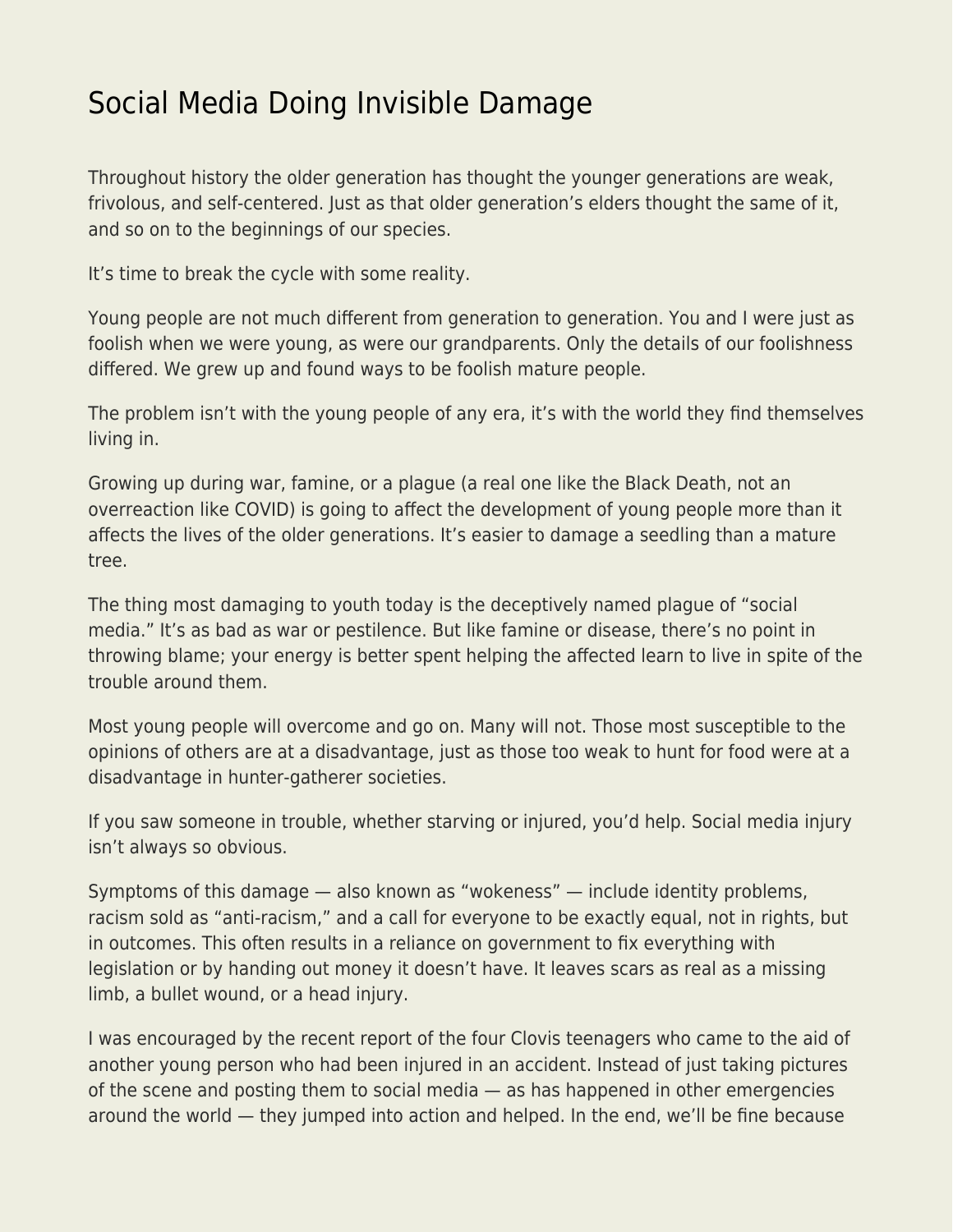# Social Media Doing Invisible Damage

Throughout history the older generation has thought the younger generations are weak, frivolous, and self-centered. Just as that older generation's elders thought the same of it, and so on to the beginnings of our species.

It's time to break the cycle with some reality.

Young people are not much different from generation to generation. You and I were just as foolish when we were young, as were our grandparents. Only the details of our foolishness differed. We grew up and found ways to be foolish mature people.

The problem isn't with the young people of any era, it's with the world they find themselves living in.

Growing up during war, famine, or a plague (a real one like the Black Death, not an overreaction like COVID) is going to affect the development of young people more than it affects the lives of the older generations. It's easier to damage a seedling than a mature tree.

The thing most damaging to youth today is the deceptively named plague of "social media." It's as bad as war or pestilence. But like famine or disease, there's no point in throwing blame; your energy is better spent helping the affected learn to live in spite of the trouble around them.

Most young people will overcome and go on. Many will not. Those most susceptible to the opinions of others are at a disadvantage, just as those too weak to hunt for food were at a disadvantage in hunter-gatherer societies.

If you saw someone in trouble, whether starving or injured, you'd help. Social media injury isn't always so obvious.

Symptoms of this damage — also known as "wokeness" — include identity problems, racism sold as "anti-racism," and a call for everyone to be exactly equal, not in rights, but in outcomes. This often results in a reliance on government to fix everything with legislation or by handing out money it doesn't have. It leaves scars as real as a missing limb, a bullet wound, or a head injury.

I was encouraged by the recent report of the four Clovis teenagers who came to the aid of another young person who had been injured in an accident. Instead of just taking pictures of the scene and posting them to social media — as has happened in other emergencies around the world — they jumped into action and helped. In the end, we'll be fine because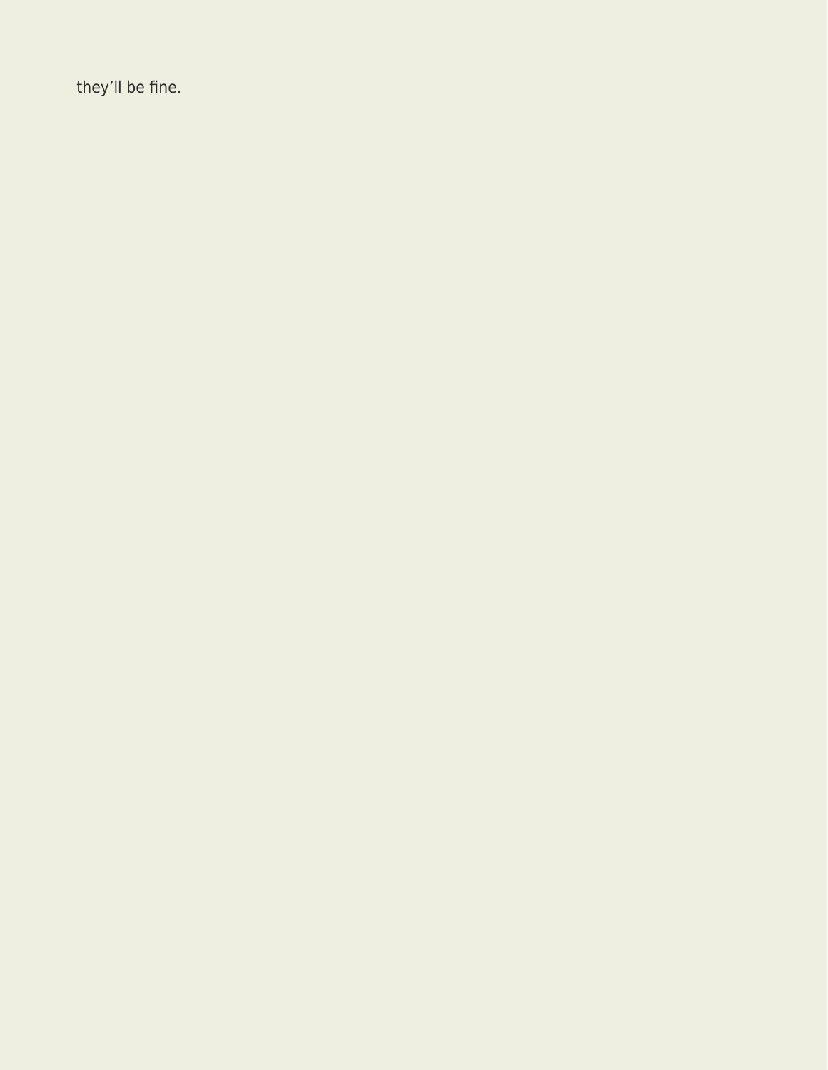they’ll be fine.